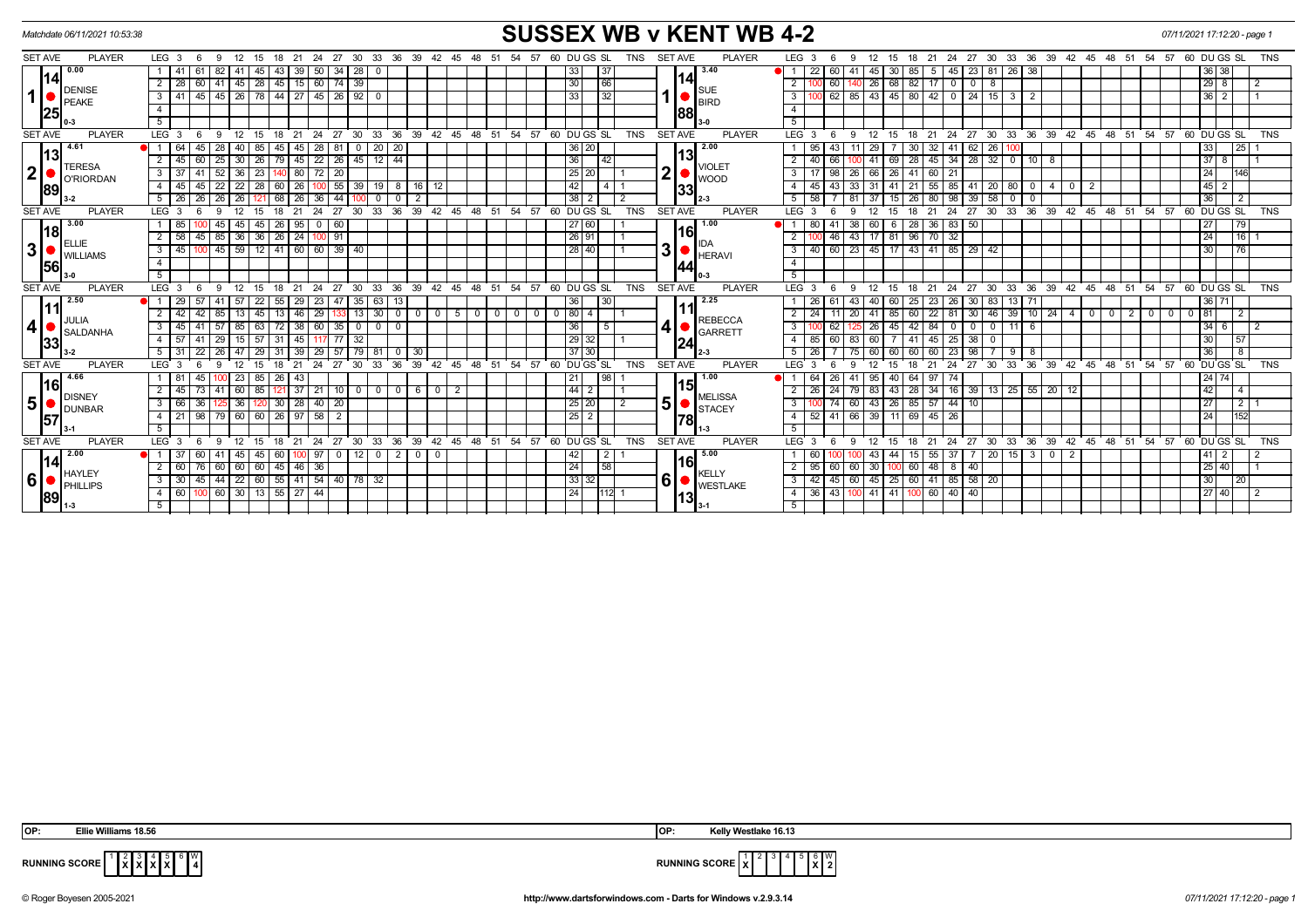# SUSSEX WB v KENT WB 4-2

Matchdate 06/11/2021 10:53:38

| SET | AVE | PLAYER | LEG | 3 | 6 | 9 | 12 | 15 | 18 | 21 | 24 | 27 | 30 | 33 | 36 | 39 | 42 | 45 | 48 | 51 | 54 | 57 | 60 | DU | GS | SL | TNS |
|---|---|---|---|---|---|---|---|---|---|---|---|---|---|---|---|---|---|---|---|---|---|---|---|---|---|---|---|
| 1 | 14.25 | DENISE PEAKE 0.00 (0-3) | 1 | 41 | 61 | 82 | 41 | 45 | 43 | 39 | 50 | 34 | 28 | 0 | | | | | | | | | | 33 | | 37 | |
| | | | 2 | 28 | 60 | 41 | 45 | 28 | 45 | 15 | 60 | 74 | 39 | | | | | | | | | | | 30 | | 66 | |
| | | | 3 | 41 | 45 | 45 | 26 | 78 | 44 | 27 | 45 | 26 | 92 | 0 | | | | | | | | | | 33 | | 32 | |
| 1 | 14.88 | SUE BIRD 3.40 (3-0) | 1 | 22 | 60 | 41 | 45 | 30 | 85 | 5 | 45 | 23 | 81 | 26 | 38 | | | | | | | | | 36 | 38 | | |
| | | | 2 | 100 | 60 | 140 | 26 | 68 | 82 | 17 | 0 | 0 | 8 | | | | | | | | | | | 29 | 8 | | 2 |
| | | | 3 | 100 | 62 | 85 | 43 | 45 | 80 | 42 | 0 | 24 | 15 | 3 | 2 | | | | | | | | | 36 | 2 | | 1 |
| 2 | 13.89 | TERESA O'RIORDAN 4.61 (3-2) | 1 | 64 | 45 | 28 | 40 | 85 | 45 | 45 | 28 | 81 | 0 | 20 | 20 | | | | | | | | | 36 | 20 | | |
| | | | 2 | 45 | 60 | 25 | 30 | 26 | 79 | 45 | 22 | 26 | 45 | 12 | 44 | | | | | | | | | 36 | | 42 | |
| | | | 3 | 37 | 41 | 52 | 36 | 23 | 140 | 80 | 72 | 20 | | | | | | | | | | | | 25 | 20 | | 1 |
| | | | 4 | 45 | 45 | 22 | 22 | 28 | 60 | 26 | 100 | 55 | 39 | 19 | 8 | 16 | 12 | | | | | | | 42 | | 4 | 1 |
| | | | 5 | 26 | 26 | 26 | 26 | 121 | 68 | 26 | 36 | 44 | 100 | 0 | 0 | 2 | | | | | | | | 38 | 2 | | 2 |
| 2 | 13.33 | VIOLET WOOD 2.00 (2-3) | 1 | 95 | 43 | 11 | 29 | 7 | 30 | 32 | 41 | 62 | 26 | 100 | | | | | | | | | | 33 | | 25 | 1 |
| | | | 2 | 40 | 66 | 100 | 41 | 69 | 28 | 45 | 34 | 28 | 32 | 0 | 10 | 8 | | | | | | | | 37 | 8 | | 1 |
| | | | 3 | 17 | 98 | 26 | 66 | 26 | 41 | 60 | 21 | | | | | | | | | | | | | 24 | | 146 | |
| | | | 4 | 45 | 43 | 33 | 31 | 41 | 21 | 55 | 85 | 41 | 20 | 80 | 0 | 4 | 0 | 2 | | | | | | 45 | 2 | | |
| | | | 5 | 58 | 7 | 81 | 37 | 15 | 26 | 80 | 98 | 39 | 58 | 0 | 0 | | | | | | | | | 36 | | 2 | |
| 3 | 18.56 | ELLIE WILLIAMS 3.00 (3-0) | 1 | 85 | 100 | 45 | 45 | 45 | 26 | 95 | 0 | 60 | | | | | | | | | | | | 27 | 60 | | 1 |
| | | | 2 | 58 | 45 | 85 | 36 | 36 | 26 | 24 | 100 | 91 | | | | | | | | | | | | 26 | 91 | | 1 |
| | | | 3 | 45 | 100 | 45 | 59 | 12 | 41 | 60 | 60 | 39 | 40 | | | | | | | | | | | 28 | 40 | | 1 |
| 3 | 16.44 | IDA HERAVI 1.00 (0-3) | 1 | 80 | 41 | 38 | 60 | 6 | 28 | 36 | 83 | 50 | | | | | | | | | | | | 27 | | 79 | |
| | | | 2 | 100 | 46 | 43 | 17 | 81 | 96 | 70 | 32 | | | | | | | | | | | | | 24 | | 16 | 1 |
| | | | 3 | 40 | 60 | 23 | 45 | 17 | 43 | 41 | 85 | 29 | 42 | | | | | | | | | | | 30 | | 76 | |
| 4 | 11.33 | JULIA SALDANHA 2.50 (3-2) | 1 | 29 | 57 | 41 | 57 | 22 | 55 | 29 | 23 | 47 | 35 | 63 | 13 | | | | | | | | | 36 | | 30 | |
| | | | 2 | 42 | 42 | 85 | 13 | 45 | 13 | 46 | 29 | 133 | 13 | 30 | 0 | 0 | 5 | 0 | 0 | 0 | 0 | 0 | 0 | 80 | 4 | | 1 |
| | | | 3 | 45 | 41 | 57 | 85 | 63 | 72 | 38 | 60 | 35 | 0 | 0 | 0 | | | | | | | | | 36 | | 5 | |
| | | | 4 | 57 | 41 | 29 | 15 | 57 | 31 | 45 | 117 | 77 | 32 | | | | | | | | | | | 29 | 32 | | 1 |
| | | | 5 | 31 | 22 | 26 | 47 | 29 | 31 | 39 | 29 | 57 | 79 | 81 | 0 | 30 | | | | | | | | 37 | 30 | | |
| 4 | 11.24 | REBECCA GARRETT 2.25 (2-3) | 1 | 26 | 61 | 43 | 40 | 60 | 25 | 23 | 26 | 30 | 83 | 13 | 71 | | | | | | | | | 36 | 71 | | |
| | | | 2 | 24 | 11 | 20 | 41 | 85 | 60 | 22 | 81 | 30 | 46 | 39 | 10 | 24 | 4 | 0 | 0 | 2 | 0 | 0 | 0 | 81 | | 2 | |
| | | | 3 | 100 | 62 | 125 | 26 | 45 | 42 | 84 | 0 | 0 | 0 | 11 | 6 | | | | | | | | | 34 | 6 | | 2 |
| | | | 4 | 85 | 60 | 83 | 60 | 7 | 41 | 45 | 25 | 38 | 0 | | | | | | | | | | | 30 | | 57 | |
| | | | 5 | 26 | 7 | 75 | 60 | 60 | 60 | 60 | 23 | 98 | 7 | 9 | 8 | | | | | | | | | 36 | | 8 | |
| 5 | 16.57 | DISNEY DUNBAR 4.66 (3-1) | 1 | 81 | 45 | 100 | 23 | 85 | 26 | 43 | | | | | | | | | | | | | | 21 | | 98 | 1 |
| | | | 2 | 45 | 73 | 41 | 60 | 85 | 121 | 37 | 21 | 10 | 0 | 0 | 0 | 6 | 0 | 2 | | | | | | 44 | 2 | | 1 |
| | | | 3 | 66 | 36 | 125 | 36 | 120 | 30 | 28 | 40 | 20 | | | | | | | | | | | | 25 | 20 | | 2 |
| | | | 4 | 21 | 98 | 79 | 60 | 60 | 26 | 97 | 58 | 2 | | | | | | | | | | | | 25 | 2 | | |
| 5 | 15.78 | MELISSA STACEY 1.00 (1-3) | 1 | 64 | 26 | 41 | 95 | 40 | 64 | 97 | 74 | | | | | | | | | | | | | 24 | 74 | | |
| | | | 2 | 26 | 24 | 79 | 83 | 43 | 28 | 34 | 16 | 39 | 13 | 25 | 55 | 20 | 12 | | | | | | | 42 | | 4 | |
| | | | 3 | 100 | 74 | 60 | 43 | 26 | 85 | 57 | 44 | 10 | | | | | | | | | | | | 27 | | 2 | 1 |
| | | | 4 | 52 | 41 | 66 | 39 | 11 | 69 | 45 | 26 | | | | | | | | | | | | | 24 | | 152 | |
| 6 | 14.89 | HAYLEY PHILLIPS 2.00 (1-3) | 1 | 37 | 60 | 41 | 45 | 45 | 60 | 100 | 97 | 0 | 12 | 0 | 2 | 0 | 0 | | | | | | | 42 | | 2 | 1 |
| | | | 2 | 60 | 76 | 60 | 60 | 60 | 45 | 46 | 36 | | | | | | | | | | | | | 24 | | 58 | |
| | | | 3 | 30 | 45 | 44 | 22 | 60 | 55 | 41 | 54 | 40 | 78 | 32 | | | | | | | | | | 33 | 32 | | |
| | | | 4 | 60 | 100 | 60 | 30 | 13 | 55 | 27 | 44 | | | | | | | | | | | | | 24 | | 112 | 1 |
| 6 | 16.13 | KELLY WESTLAKE 5.00 (3-1) | 1 | 60 | 100 | 100 | 43 | 44 | 15 | 55 | 37 | 7 | 20 | 15 | 3 | 0 | 2 | | | | | | | 41 | 2 | | 2 |
| | | | 2 | 95 | 60 | 60 | 30 | 100 | 60 | 48 | 8 | 40 | | | | | | | | | | | | 25 | 40 | | 1 |
| | | | 3 | 42 | 45 | 60 | 45 | 25 | 60 | 41 | 85 | 58 | 20 | | | | | | | | | | | 30 | | 20 | |
| | | | 4 | 36 | 43 | 100 | 41 | 41 | 100 | 60 | 40 | 40 | | | | | | | | | | | | 27 | 40 | | 2 |

OP: Ellie Williams 18.56

OP: Kelly Westlake 16.13

RUNNING SCORE (Sussex): 1 X, 2 X, 3 X, 4 X, 5, 6 — W 4

RUNNING SCORE (Kent): 1, 2, 3, 4, 5 X, 6 X — W 2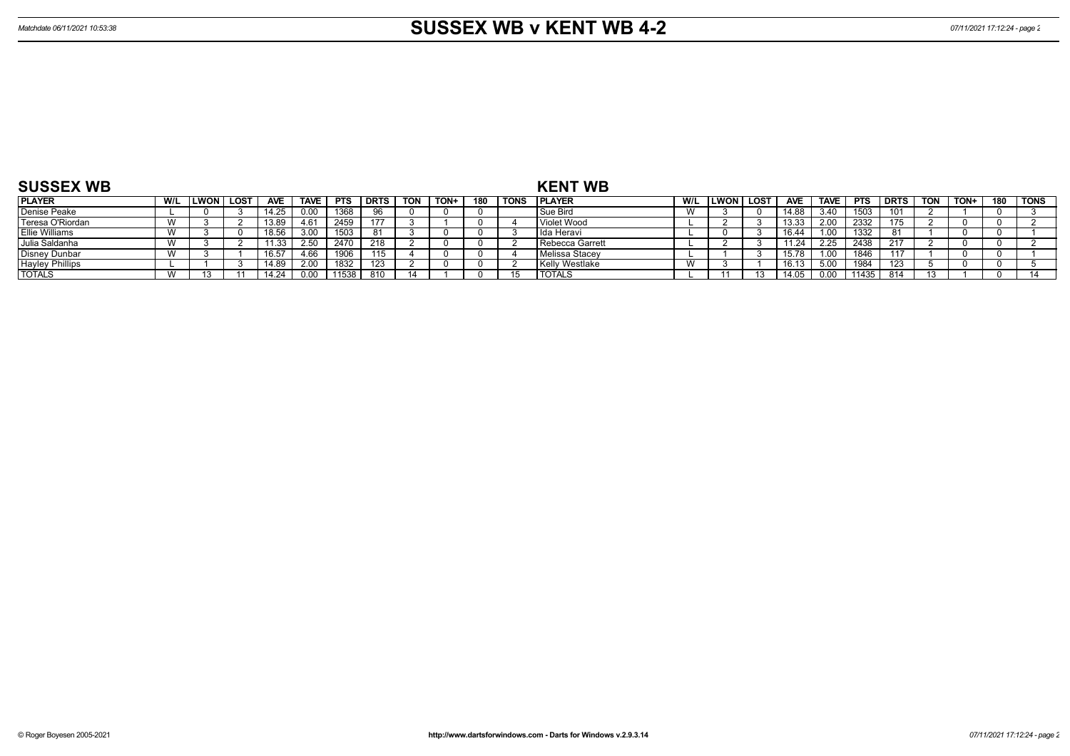# SUSSEX WB v KENT WB 4-2

## SUSSEX WB

| PLAYER | W/L | LWON | LOST | AVE | TAVE | PTS | DRTS | TON | TON+ | 180 | TONS |
|---|---|---|---|---|---|---|---|---|---|---|---|
| Denise Peake | L | 0 | 3 | 14.25 | 0.00 | 1368 | 96 | 0 | 0 | 0 | |
| Teresa O'Riordan | W | 3 | 2 | 13.89 | 4.61 | 2459 | 177 | 3 | 1 | 0 | 4 |
| Ellie Williams | W | 3 | 0 | 18.56 | 3.00 | 1503 | 81 | 3 | 0 | 0 | 3 |
| Julia Saldanha | W | 3 | 2 | 11.33 | 2.50 | 2470 | 218 | 2 | 0 | 0 | 2 |
| Disney Dunbar | W | 3 | 1 | 16.57 | 4.66 | 1906 | 115 | 4 | 0 | 0 | 4 |
| Hayley Phillips | L | 1 | 3 | 14.89 | 2.00 | 1832 | 123 | 2 | 0 | 0 | 2 |
| TOTALS | W | 13 | 11 | 14.24 | 0.00 | 11538 | 810 | 14 | 1 | 0 | 15 |

## KENT WB

| PLAYER | W/L | LWON | LOST | AVE | TAVE | PTS | DRTS | TON | TON+ | 180 | TONS |
|---|---|---|---|---|---|---|---|---|---|---|---|
| Sue Bird | W | 3 | 0 | 14.88 | 3.40 | 1503 | 101 | 2 | 1 | 0 | 3 |
| Violet Wood | L | 2 | 3 | 13.33 | 2.00 | 2332 | 175 | 2 | 0 | 0 | 2 |
| Ida Heravi | L | 0 | 3 | 16.44 | 1.00 | 1332 | 81 | 1 | 0 | 0 | 1 |
| Rebecca Garrett | L | 2 | 3 | 11.24 | 2.25 | 2438 | 217 | 2 | 0 | 0 | 2 |
| Melissa Stacey | L | 1 | 3 | 15.78 | 1.00 | 1846 | 117 | 1 | 0 | 0 | 1 |
| Kelly Westlake | W | 3 | 1 | 16.13 | 5.00 | 1984 | 123 | 5 | 0 | 0 | 5 |
| TOTALS | L | 11 | 13 | 14.05 | 0.00 | 11435 | 814 | 13 | 1 | 0 | 14 |